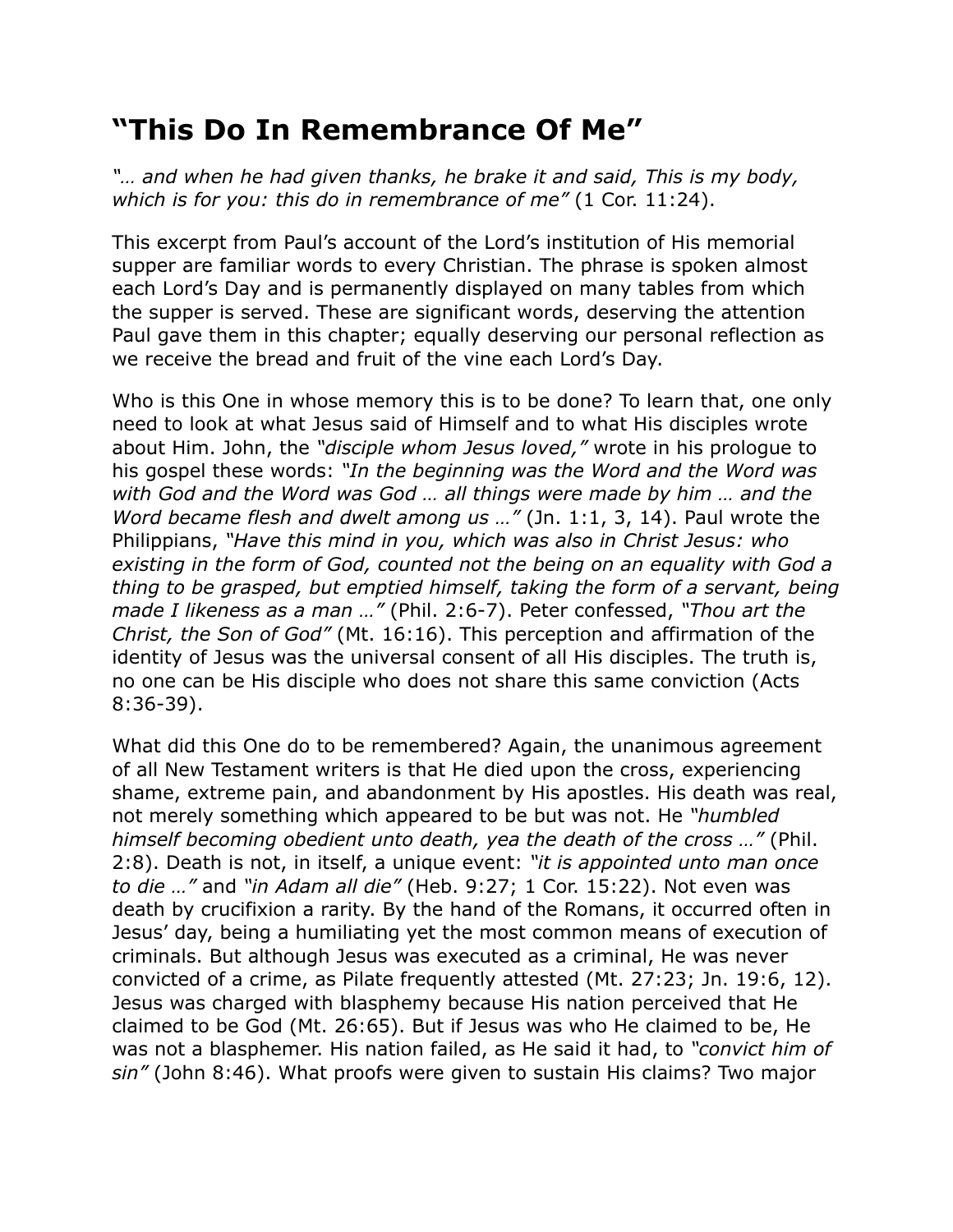# "This Do In Remembrance Of Me"

*"… and when he had given thanks, he brake it and said, This is my body, which is for you: this do in remembrance of me"* (1 Cor. 11:24).

This excerpt from Paul's account of the Lord's institution of His memorial supper are familiar words to every Christian. The phrase is spoken almost each Lord's Day and is permanently displayed on many tables from which the supper is served. These are significant words, deserving the attention Paul gave them in this chapter; equally deserving our personal reflection as we receive the bread and fruit of the vine each Lord's Day.

Who is this One in whose memory this is to be done? To learn that, one only need to look at what Jesus said of Himself and to what His disciples wrote about Him. John, the *"disciple whom Jesus loved,"* wrote in his prologue to his gospel these words: *"In the beginning was the Word and the Word was with God and the Word was God … all things were made by him … and the Word became flesh and dwelt among us …"* (Jn. 1:1, 3, 14). Paul wrote the Philippians, *"Have this mind in you, which was also in Christ Jesus: who existing in the form of God, counted not the being on an equality with God a thing to be grasped, but emptied himself, taking the form of a servant, being made I likeness as a man …"* (Phil. 2:6-7). Peter confessed, *"Thou art the Christ, the Son of God"* (Mt. 16:16). This perception and affirmation of the identity of Jesus was the universal consent of all His disciples. The truth is, no one can be His disciple who does not share this same conviction (Acts 8:36-39).

What did this One do to be remembered? Again, the unanimous agreement of all New Testament writers is that He died upon the cross, experiencing shame, extreme pain, and abandonment by His apostles. His death was real, not merely something which appeared to be but was not. He *"humbled himself becoming obedient unto death, yea the death of the cross …"* (Phil. 2:8). Death is not, in itself, a unique event: *"it is appointed unto man once to die …"* and *"in Adam all die"* (Heb. 9:27; 1 Cor. 15:22). Not even was death by crucifixion a rarity. By the hand of the Romans, it occurred often in Jesus' day, being a humiliating yet the most common means of execution of criminals. But although Jesus was executed as a criminal, He was never convicted of a crime, as Pilate frequently attested (Mt. 27:23; Jn. 19:6, 12). Jesus was charged with blasphemy because His nation perceived that He claimed to be God (Mt. 26:65). But if Jesus was who He claimed to be, He was not a blasphemer. His nation failed, as He said it had, to *"convict him of sin"* (John 8:46). What proofs were given to sustain His claims? Two major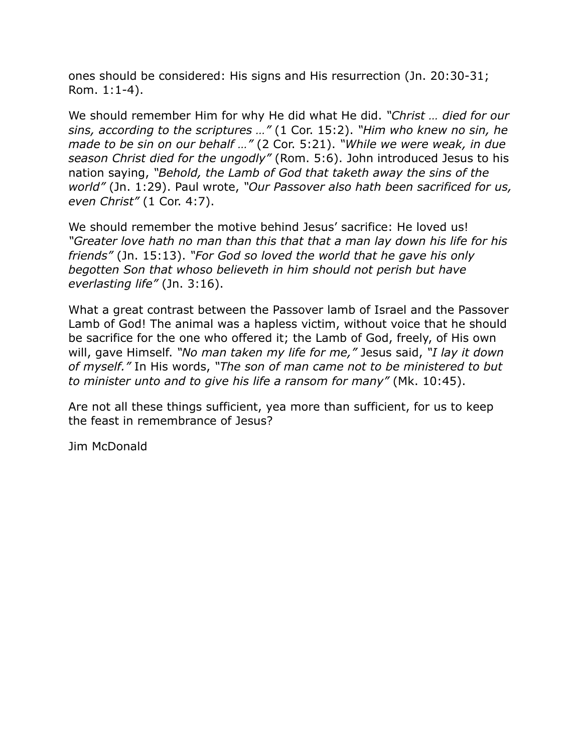ones should be considered: His signs and His resurrection (Jn. 20:30-31; Rom. 1:1-4).

We should remember Him for why He did what He did. *"Christ … died for our sins, according to the scriptures …"* (1 Cor. 15:2). *"Him who knew no sin, he made to be sin on our behalf …"* (2 Cor. 5:21). *"While we were weak, in due season Christ died for the ungodly"* (Rom. 5:6). John introduced Jesus to his nation saying, *"Behold, the Lamb of God that taketh away the sins of the world"* (Jn. 1:29). Paul wrote, *"Our Passover also hath been sacrificed for us, even Christ"* (1 Cor. 4:7).

We should remember the motive behind Jesus' sacrifice: He loved us! *"Greater love hath no man than this that that a man lay down his life for his friends"* (Jn. 15:13). *"For God so loved the world that he gave his only begotten Son that whoso believeth in him should not perish but have everlasting life"* (Jn. 3:16).

What a great contrast between the Passover lamb of Israel and the Passover Lamb of God! The animal was a hapless victim, without voice that he should be sacrifice for the one who offered it; the Lamb of God, freely, of His own will, gave Himself. *"No man taken my life for me,"* Jesus said, *"I lay it down of myself."* In His words, *"The son of man came not to be ministered to but to minister unto and to give his life a ransom for many"* (Mk. 10:45).

Are not all these things sufficient, yea more than sufficient, for us to keep the feast in remembrance of Jesus?

Jim McDonald